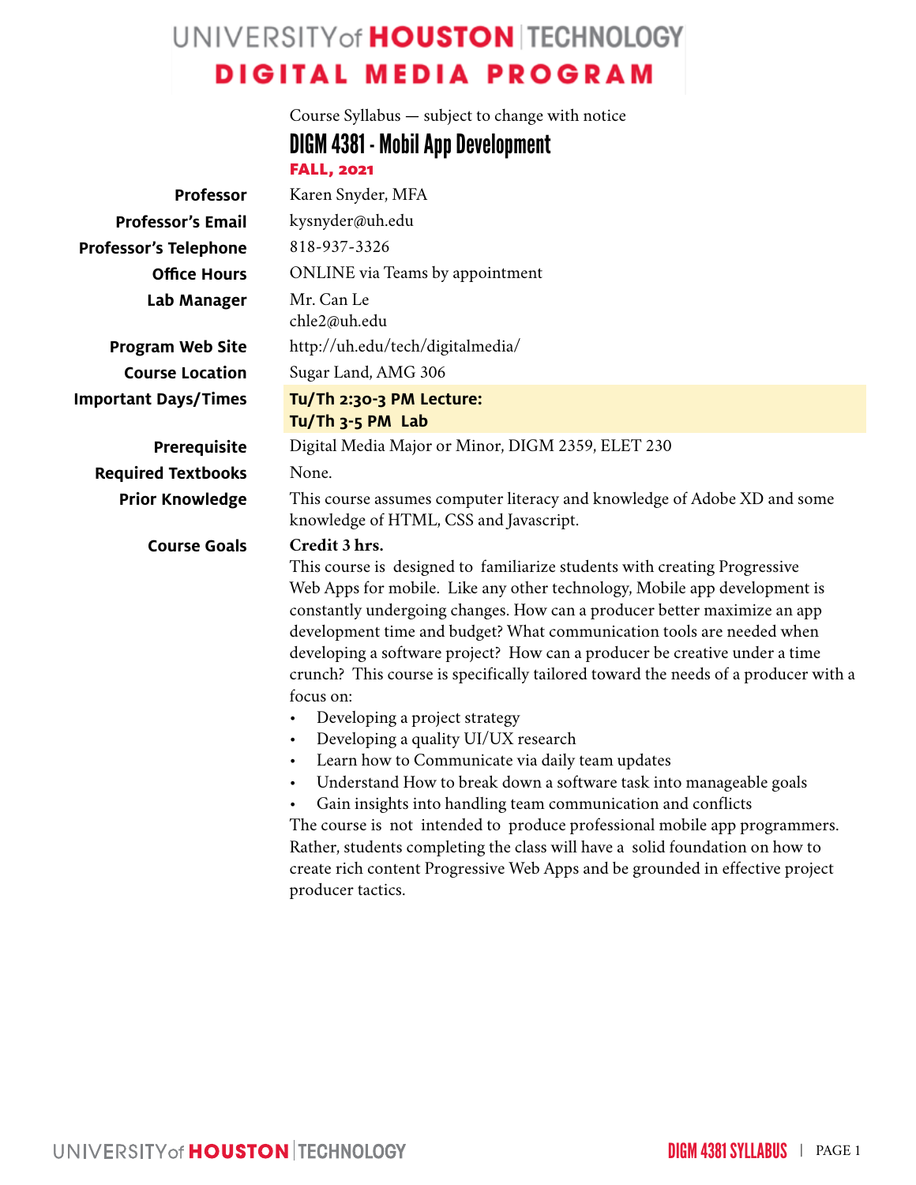# UNIVERSITY of HOUSTON | TECHNOLOGY
## DIGITAL MEDIA PROGRAM

Course Syllabus — subject to change with notice

# DIGM 4381 - Mobil App Development

**FALL, 2021**

| | |
|---|---|
| **Professor** | Karen Snyder, MFA |
| **Professor's Email** | kysnyder@uh.edu |
| **Professor's Telephone** | 818-937-3326 |
| **Office Hours** | ONLINE via Teams by appointment |
| **Lab Manager** | Mr. Can Le<br>chle2@uh.edu |
| **Program Web Site** | http://uh.edu/tech/digitalmedia/ |
| **Course Location** | Sugar Land, AMG 306 |
| **Important Days/Times** | **Tu/Th 2:30-3 PM Lecture:**<br>**Tu/Th 3-5 PM Lab** |
| **Prerequisite** | Digital Media Major or Minor, DIGM 2359, ELET 230 |
| **Required Textbooks** | None. |
| **Prior Knowledge** | This course assumes computer literacy and knowledge of Adobe XD and some knowledge of HTML, CSS and Javascript. |

**Course Goals**

**Credit 3 hrs.**

This course is designed to familiarize students with creating Progressive Web Apps for mobile. Like any other technology, Mobile app development is constantly undergoing changes. How can a producer better maximize an app development time and budget? What communication tools are needed when developing a software project? How can a producer be creative under a time crunch? This course is specifically tailored toward the needs of a producer with a focus on:

- Developing a project strategy
- Developing a quality UI/UX research
- Learn how to Communicate via daily team updates
- Understand How to break down a software task into manageable goals
- Gain insights into handling team communication and conflicts

The course is not intended to produce professional mobile app programmers. Rather, students completing the class will have a solid foundation on how to create rich content Progressive Web Apps and be grounded in effective project producer tactics.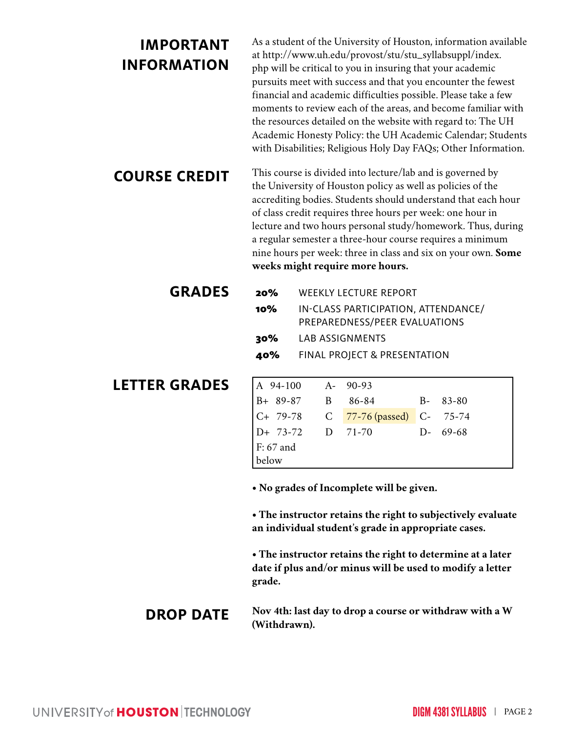## IMPORTANT INFORMATION

As a student of the University of Houston, information available at http://www.uh.edu/provost/stu/stu_syllabsuppl/index.php will be critical to you in insuring that your academic pursuits meet with success and that you encounter the fewest financial and academic difficulties possible. Please take a few moments to review each of the areas, and become familiar with the resources detailed on the website with regard to: The UH Academic Honesty Policy: the UH Academic Calendar; Students with Disabilities; Religious Holy Day FAQs; Other Information.

## COURSE CREDIT

This course is divided into lecture/lab and is governed by the University of Houston policy as well as policies of the accrediting bodies. Students should understand that each hour of class credit requires three hours per week: one hour in lecture and two hours personal study/homework. Thus, during a regular semester a three-hour course requires a minimum nine hours per week: three in class and six on your own. **Some weeks might require more hours.**

## GRADES

- **20%** WEEKLY LECTURE REPORT
- **10%** IN-CLASS PARTICIPATION, ATTENDANCE/PREPAREDNESS/PEER EVALUATIONS
- **30%** LAB ASSIGNMENTS
- **40%** FINAL PROJECT & PRESENTATION

## LETTER GRADES

| | | |
|---|---|---|
| A 94-100 | A- 90-93 | |
| B+ 89-87 | B 86-84 | B- 83-80 |
| C+ 79-78 | C 77-76 (passed) | C- 75-74 |
| D+ 73-72 | D 71-70 | D- 69-68 |
| F: 67 and below | | |

**• No grades of Incomplete will be given.**

**• The instructor retains the right to subjectively evaluate an individual student's grade in appropriate cases.**

**• The instructor retains the right to determine at a later date if plus and/or minus will be used to modify a letter grade.**

## DROP DATE

**Nov 4th: last day to drop a course or withdraw with a W (Withdrawn).**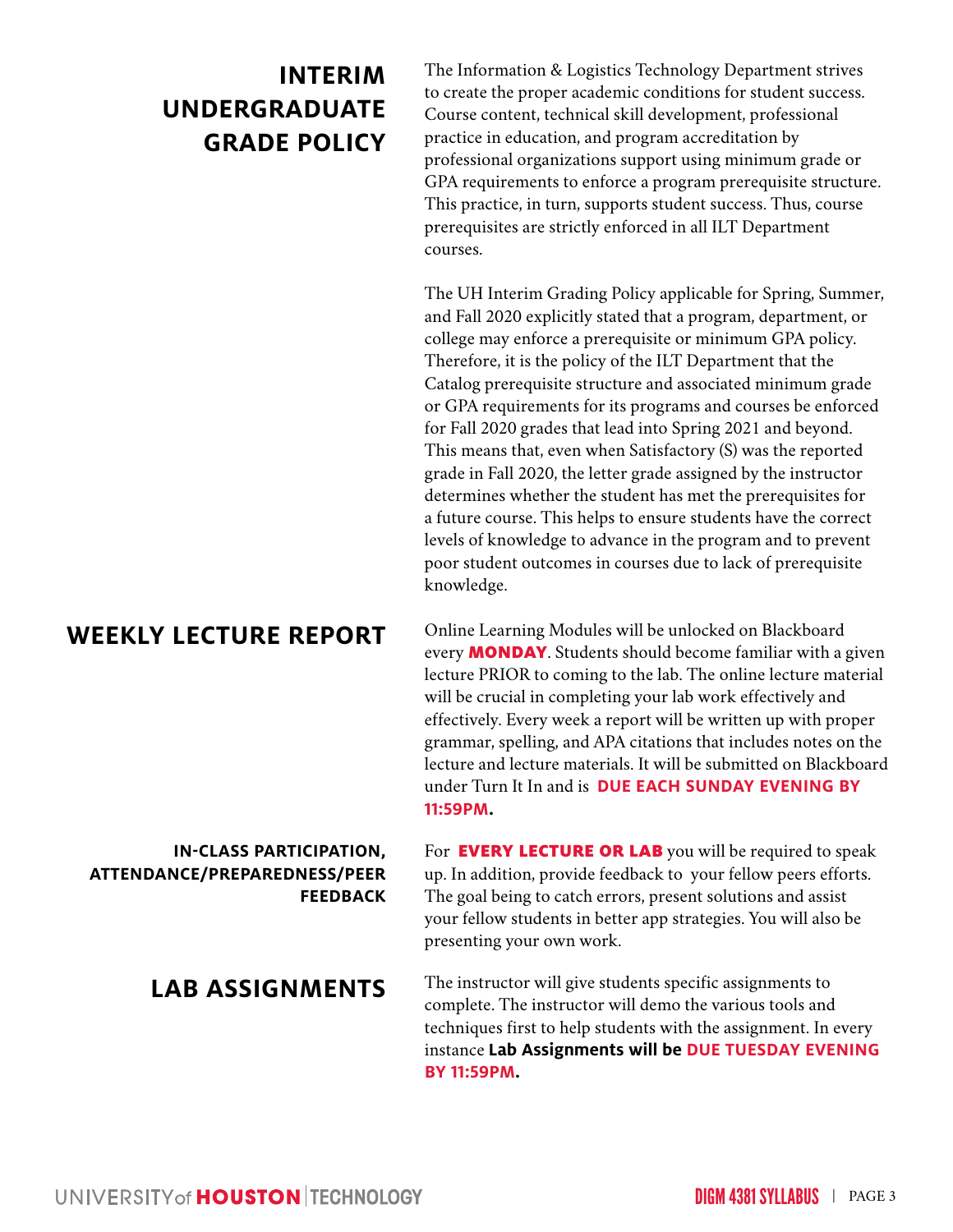## INTERIM UNDERGRADUATE GRADE POLICY

The Information & Logistics Technology Department strives to create the proper academic conditions for student success. Course content, technical skill development, professional practice in education, and program accreditation by professional organizations support using minimum grade or GPA requirements to enforce a program prerequisite structure. This practice, in turn, supports student success. Thus, course prerequisites are strictly enforced in all ILT Department courses.

The UH Interim Grading Policy applicable for Spring, Summer, and Fall 2020 explicitly stated that a program, department, or college may enforce a prerequisite or minimum GPA policy. Therefore, it is the policy of the ILT Department that the Catalog prerequisite structure and associated minimum grade or GPA requirements for its programs and courses be enforced for Fall 2020 grades that lead into Spring 2021 and beyond. This means that, even when Satisfactory (S) was the reported grade in Fall 2020, the letter grade assigned by the instructor determines whether the student has met the prerequisites for a future course. This helps to ensure students have the correct levels of knowledge to advance in the program and to prevent poor student outcomes in courses due to lack of prerequisite knowledge.

## WEEKLY LECTURE REPORT

Online Learning Modules will be unlocked on Blackboard every **MONDAY**. Students should become familiar with a given lecture PRIOR to coming to the lab. The online lecture material will be crucial in completing your lab work effectively and effectively. Every week a report will be written up with proper grammar, spelling, and APA citations that includes notes on the lecture and lecture materials. It will be submitted on Blackboard under Turn It In and is **DUE EACH SUNDAY EVENING BY 11:59PM.**

### IN-CLASS PARTICIPATION, ATTENDANCE/PREPAREDNESS/PEER FEEDBACK

For **EVERY LECTURE OR LAB** you will be required to speak up. In addition, provide feedback to your fellow peers efforts. The goal being to catch errors, present solutions and assist your fellow students in better app strategies. You will also be presenting your own work.

## LAB ASSIGNMENTS

The instructor will give students specific assignments to complete. The instructor will demo the various tools and techniques first to help students with the assignment. In every instance **Lab Assignments will be DUE TUESDAY EVENING BY 11:59PM.**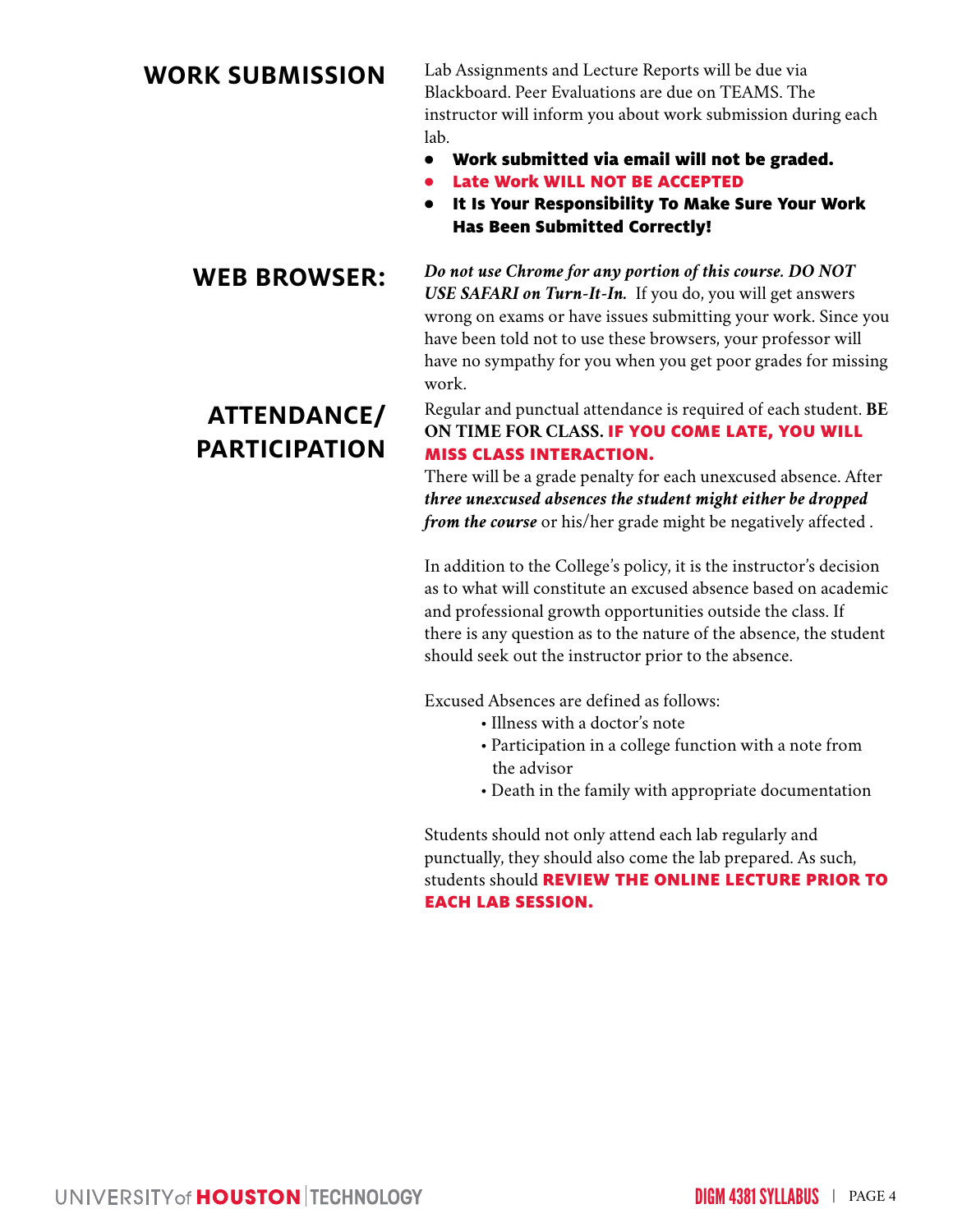## WORK SUBMISSION

Lab Assignments and Lecture Reports will be due via Blackboard. Peer Evaluations are due on TEAMS. The instructor will inform you about work submission during each lab.

- **Work submitted via email will not be graded.**
- **Late Work WILL NOT BE ACCEPTED**
- **It Is Your Responsibility To Make Sure Your Work Has Been Submitted Correctly!**

## WEB BROWSER:

***Do not use Chrome for any portion of this course. DO NOT USE SAFARI on Turn-It-In.*** If you do, you will get answers wrong on exams or have issues submitting your work. Since you have been told not to use these browsers, your professor will have no sympathy for you when you get poor grades for missing work.

## ATTENDANCE/ PARTICIPATION

Regular and punctual attendance is required of each student. **BE ON TIME FOR CLASS. IF YOU COME LATE, YOU WILL MISS CLASS INTERACTION.**

There will be a grade penalty for each unexcused absence. After ***three unexcused absences the student might either be dropped from the course*** or his/her grade might be negatively affected .

In addition to the College's policy, it is the instructor's decision as to what will constitute an excused absence based on academic and professional growth opportunities outside the class. If there is any question as to the nature of the absence, the student should seek out the instructor prior to the absence.

Excused Absences are defined as follows:

- Illness with a doctor's note
- Participation in a college function with a note from the advisor
- Death in the family with appropriate documentation

Students should not only attend each lab regularly and punctually, they should also come the lab prepared. As such, students should **REVIEW THE ONLINE LECTURE PRIOR TO EACH LAB SESSION.**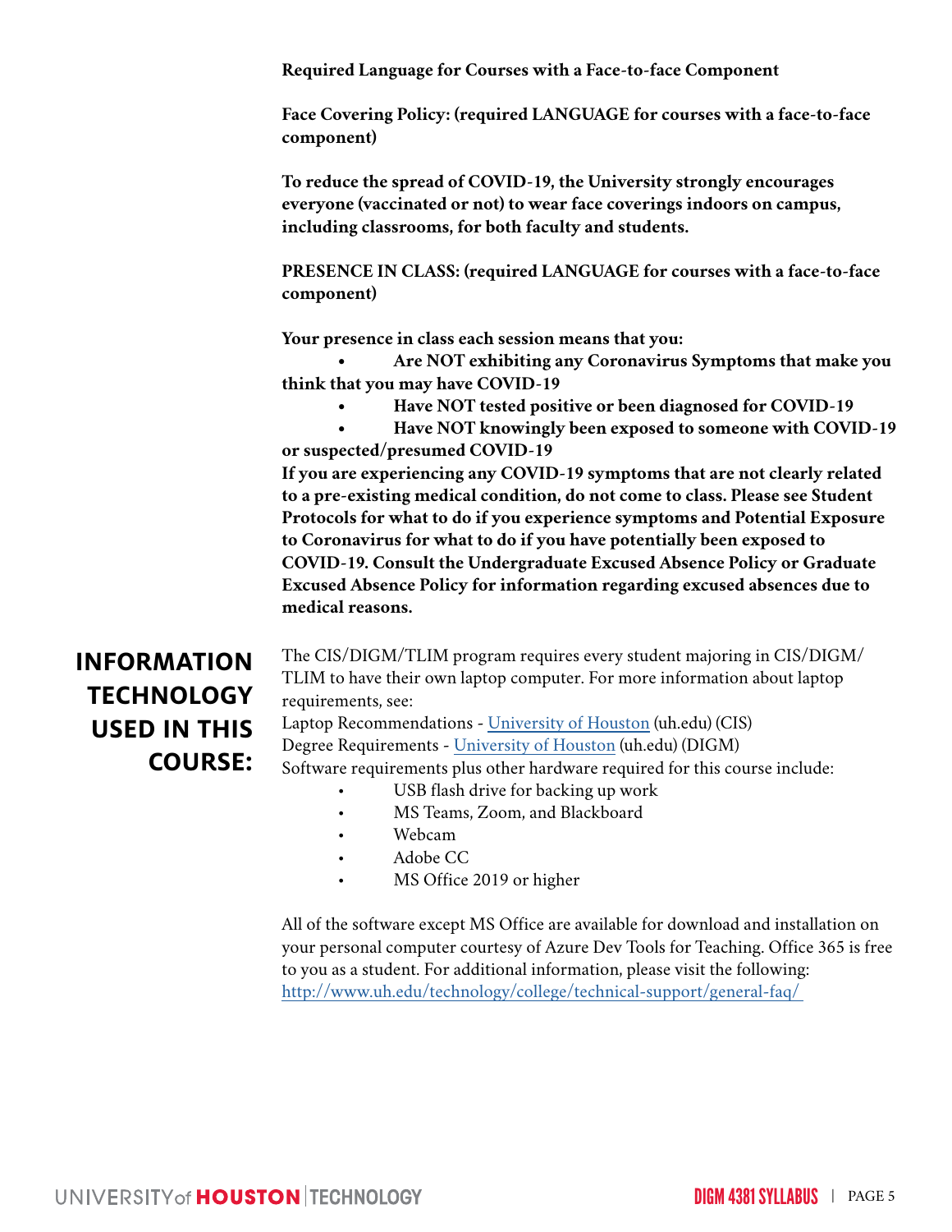**Required Language for Courses with a Face-to-face Component**

**Face Covering Policy: (required LANGUAGE for courses with a face-to-face component)**

**To reduce the spread of COVID-19, the University strongly encourages everyone (vaccinated or not) to wear face coverings indoors on campus, including classrooms, for both faculty and students.**

**PRESENCE IN CLASS: (required LANGUAGE for courses with a face-to-face component)**

**Your presence in class each session means that you:**

- **Are NOT exhibiting any Coronavirus Symptoms that make you think that you may have COVID-19**
- **Have NOT tested positive or been diagnosed for COVID-19**
- **Have NOT knowingly been exposed to someone with COVID-19 or suspected/presumed COVID-19**

**If you are experiencing any COVID-19 symptoms that are not clearly related to a pre-existing medical condition, do not come to class. Please see Student Protocols for what to do if you experience symptoms and Potential Exposure to Coronavirus for what to do if you have potentially been exposed to COVID-19. Consult the Undergraduate Excused Absence Policy or Graduate Excused Absence Policy for information regarding excused absences due to medical reasons.**

## INFORMATION TECHNOLOGY USED IN THIS COURSE:

The CIS/DIGM/TLIM program requires every student majoring in CIS/DIGM/TLIM to have their own laptop computer. For more information about laptop requirements, see:
Laptop Recommendations - University of Houston (uh.edu) (CIS)
Degree Requirements - University of Houston (uh.edu) (DIGM)
Software requirements plus other hardware required for this course include:

- USB flash drive for backing up work
- MS Teams, Zoom, and Blackboard
- Webcam
- Adobe CC
- MS Office 2019 or higher

All of the software except MS Office are available for download and installation on your personal computer courtesy of Azure Dev Tools for Teaching. Office 365 is free to you as a student. For additional information, please visit the following: http://www.uh.edu/technology/college/technical-support/general-faq/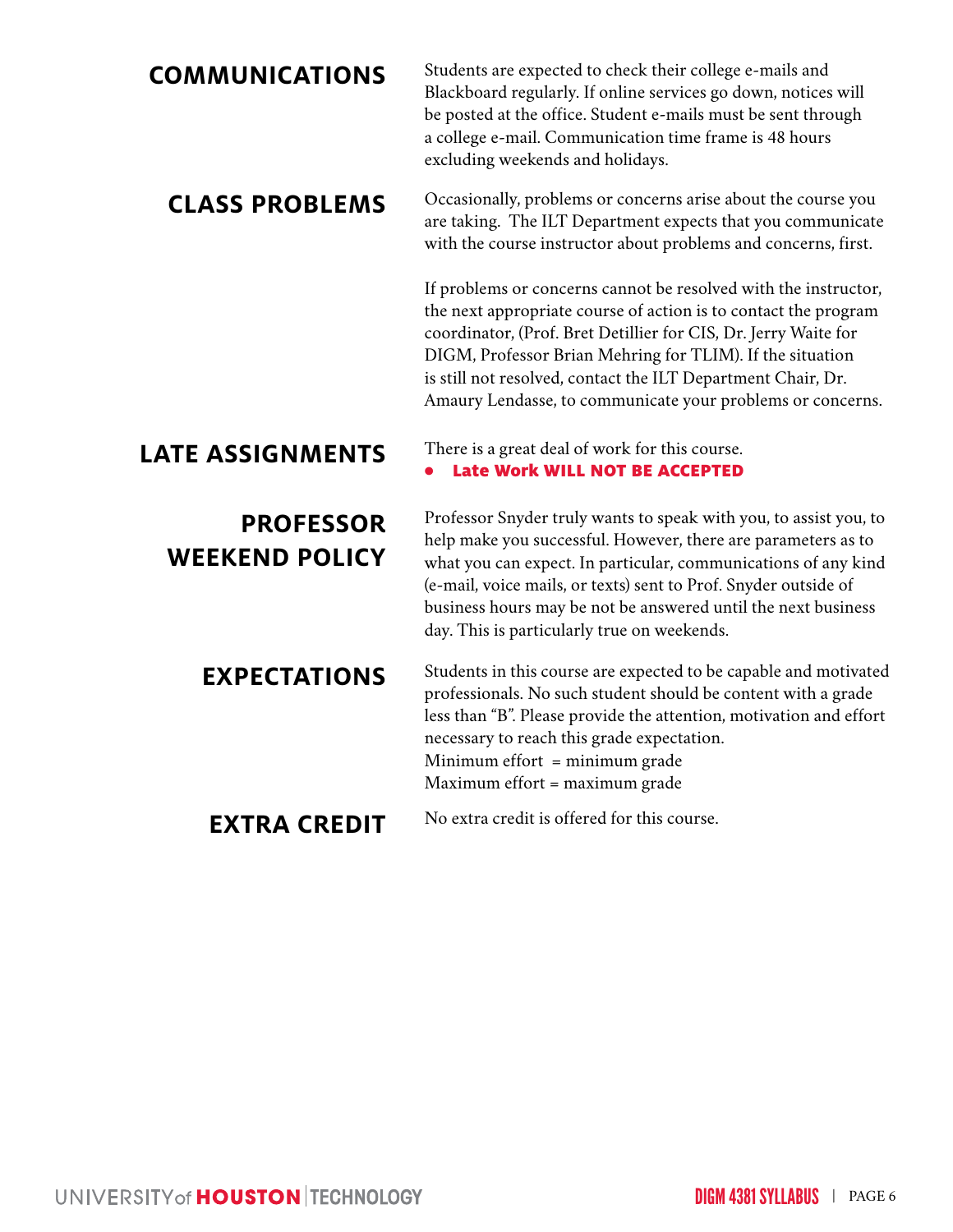## COMMUNICATIONS

Students are expected to check their college e-mails and Blackboard regularly. If online services go down, notices will be posted at the office. Student e-mails must be sent through a college e-mail. Communication time frame is 48 hours excluding weekends and holidays.

## CLASS PROBLEMS

Occasionally, problems or concerns arise about the course you are taking. The ILT Department expects that you communicate with the course instructor about problems and concerns, first.

If problems or concerns cannot be resolved with the instructor, the next appropriate course of action is to contact the program coordinator, (Prof. Bret Detillier for CIS, Dr. Jerry Waite for DIGM, Professor Brian Mehring for TLIM). If the situation is still not resolved, contact the ILT Department Chair, Dr. Amaury Lendasse, to communicate your problems or concerns.

## LATE ASSIGNMENTS

There is a great deal of work for this course.

- **Late Work WILL NOT BE ACCEPTED**

## PROFESSOR WEEKEND POLICY

Professor Snyder truly wants to speak with you, to assist you, to help make you successful. However, there are parameters as to what you can expect. In particular, communications of any kind (e-mail, voice mails, or texts) sent to Prof. Snyder outside of business hours may be not be answered until the next business day. This is particularly true on weekends.

## EXPECTATIONS

Students in this course are expected to be capable and motivated professionals. No such student should be content with a grade less than "B". Please provide the attention, motivation and effort necessary to reach this grade expectation.

Minimum effort = minimum grade
Maximum effort = maximum grade

## EXTRA CREDIT

No extra credit is offered for this course.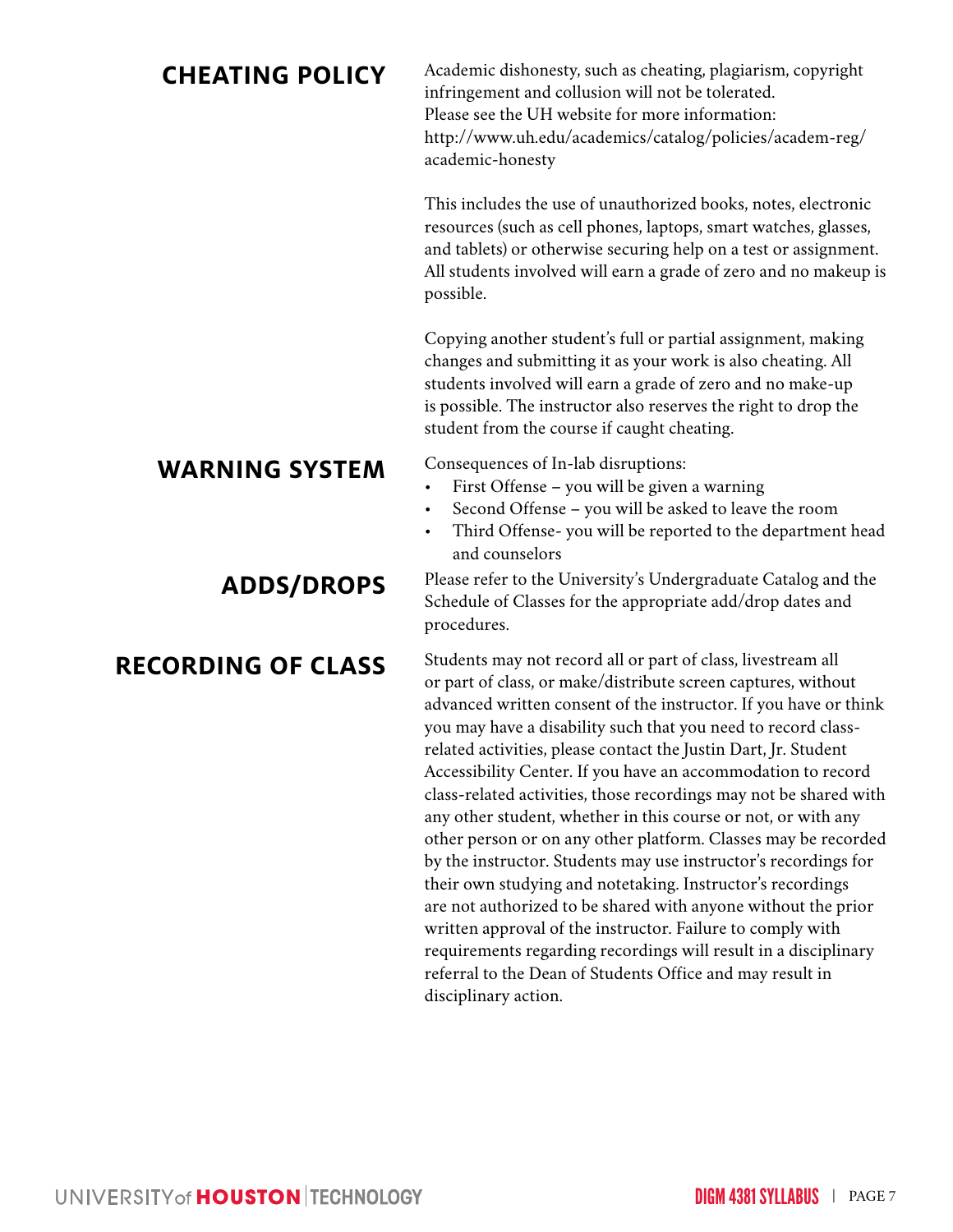## CHEATING POLICY

Academic dishonesty, such as cheating, plagiarism, copyright infringement and collusion will not be tolerated.
Please see the UH website for more information:
http://www.uh.edu/academics/catalog/policies/academ-reg/academic-honesty

This includes the use of unauthorized books, notes, electronic resources (such as cell phones, laptops, smart watches, glasses, and tablets) or otherwise securing help on a test or assignment. All students involved will earn a grade of zero and no makeup is possible.

Copying another student's full or partial assignment, making changes and submitting it as your work is also cheating. All students involved will earn a grade of zero and no make-up is possible. The instructor also reserves the right to drop the student from the course if caught cheating.

## WARNING SYSTEM

Consequences of In-lab disruptions:

- First Offense – you will be given a warning
- Second Offense – you will be asked to leave the room
- Third Offense- you will be reported to the department head and counselors

## ADDS/DROPS

Please refer to the University's Undergraduate Catalog and the Schedule of Classes for the appropriate add/drop dates and procedures.

## RECORDING OF CLASS

Students may not record all or part of class, livestream all or part of class, or make/distribute screen captures, without advanced written consent of the instructor. If you have or think you may have a disability such that you need to record class-related activities, please contact the Justin Dart, Jr. Student Accessibility Center. If you have an accommodation to record class-related activities, those recordings may not be shared with any other student, whether in this course or not, or with any other person or on any other platform. Classes may be recorded by the instructor. Students may use instructor's recordings for their own studying and notetaking. Instructor's recordings are not authorized to be shared with anyone without the prior written approval of the instructor. Failure to comply with requirements regarding recordings will result in a disciplinary referral to the Dean of Students Office and may result in disciplinary action.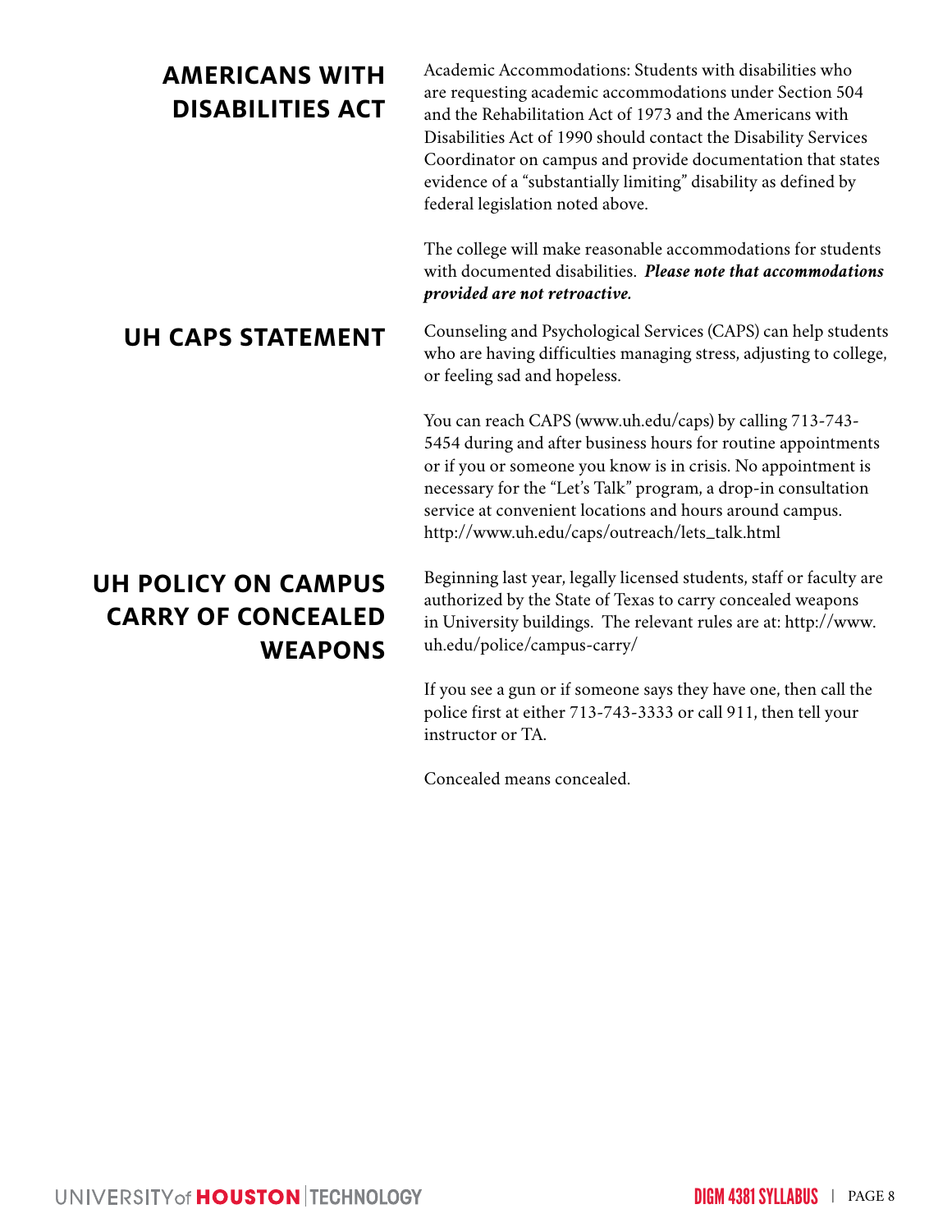## AMERICANS WITH DISABILITIES ACT

Academic Accommodations: Students with disabilities who are requesting academic accommodations under Section 504 and the Rehabilitation Act of 1973 and the Americans with Disabilities Act of 1990 should contact the Disability Services Coordinator on campus and provide documentation that states evidence of a "substantially limiting" disability as defined by federal legislation noted above.

The college will make reasonable accommodations for students with documented disabilities. ***Please note that accommodations provided are not retroactive.***

## UH CAPS STATEMENT

Counseling and Psychological Services (CAPS) can help students who are having difficulties managing stress, adjusting to college, or feeling sad and hopeless.

You can reach CAPS (www.uh.edu/caps) by calling 713-743-5454 during and after business hours for routine appointments or if you or someone you know is in crisis. No appointment is necessary for the "Let's Talk" program, a drop-in consultation service at convenient locations and hours around campus. http://www.uh.edu/caps/outreach/lets_talk.html

## UH POLICY ON CAMPUS CARRY OF CONCEALED WEAPONS

Beginning last year, legally licensed students, staff or faculty are authorized by the State of Texas to carry concealed weapons in University buildings. The relevant rules are at: http://www.uh.edu/police/campus-carry/

If you see a gun or if someone says they have one, then call the police first at either 713-743-3333 or call 911, then tell your instructor or TA.

Concealed means concealed.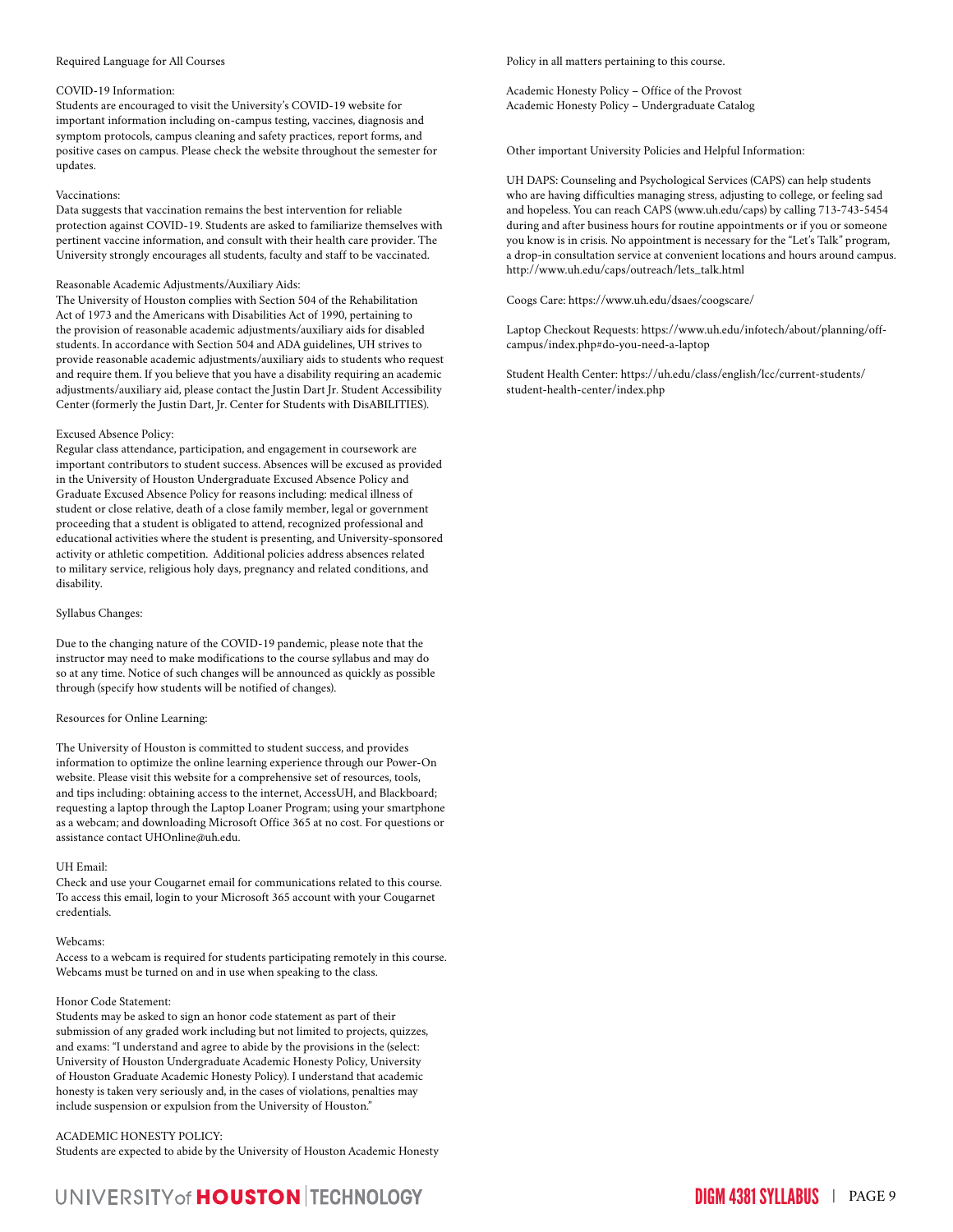Required Language for All Courses

COVID-19 Information:
Students are encouraged to visit the University's COVID-19 website for important information including on-campus testing, vaccines, diagnosis and symptom protocols, campus cleaning and safety practices, report forms, and positive cases on campus. Please check the website throughout the semester for updates.

Vaccinations:
Data suggests that vaccination remains the best intervention for reliable protection against COVID-19. Students are asked to familiarize themselves with pertinent vaccine information, and consult with their health care provider. The University strongly encourages all students, faculty and staff to be vaccinated.

Reasonable Academic Adjustments/Auxiliary Aids:
The University of Houston complies with Section 504 of the Rehabilitation Act of 1973 and the Americans with Disabilities Act of 1990, pertaining to the provision of reasonable academic adjustments/auxiliary aids for disabled students. In accordance with Section 504 and ADA guidelines, UH strives to provide reasonable academic adjustments/auxiliary aids to students who request and require them. If you believe that you have a disability requiring an academic adjustments/auxiliary aid, please contact the Justin Dart Jr. Student Accessibility Center (formerly the Justin Dart, Jr. Center for Students with DisABILITIES).

Excused Absence Policy:
Regular class attendance, participation, and engagement in coursework are important contributors to student success. Absences will be excused as provided in the University of Houston Undergraduate Excused Absence Policy and Graduate Excused Absence Policy for reasons including: medical illness of student or close relative, death of a close family member, legal or government proceeding that a student is obligated to attend, recognized professional and educational activities where the student is presenting, and University-sponsored activity or athletic competition. Additional policies address absences related to military service, religious holy days, pregnancy and related conditions, and disability.

Syllabus Changes:

Due to the changing nature of the COVID-19 pandemic, please note that the instructor may need to make modifications to the course syllabus and may do so at any time. Notice of such changes will be announced as quickly as possible through (specify how students will be notified of changes).

Resources for Online Learning:

The University of Houston is committed to student success, and provides information to optimize the online learning experience through our Power-On website. Please visit this website for a comprehensive set of resources, tools, and tips including: obtaining access to the internet, AccessUH, and Blackboard; requesting a laptop through the Laptop Loaner Program; using your smartphone as a webcam; and downloading Microsoft Office 365 at no cost. For questions or assistance contact UHOnline@uh.edu.

UH Email:
Check and use your Cougarnet email for communications related to this course. To access this email, login to your Microsoft 365 account with your Cougarnet credentials.

Webcams:
Access to a webcam is required for students participating remotely in this course. Webcams must be turned on and in use when speaking to the class.

Honor Code Statement:
Students may be asked to sign an honor code statement as part of their submission of any graded work including but not limited to projects, quizzes, and exams: "I understand and agree to abide by the provisions in the (select: University of Houston Undergraduate Academic Honesty Policy, University of Houston Graduate Academic Honesty Policy). I understand that academic honesty is taken very seriously and, in the cases of violations, penalties may include suspension or expulsion from the University of Houston."

ACADEMIC HONESTY POLICY:
Students are expected to abide by the University of Houston Academic Honesty Policy in all matters pertaining to this course.

Academic Honesty Policy – Office of the Provost
Academic Honesty Policy – Undergraduate Catalog

Other important University Policies and Helpful Information:

UH DAPS: Counseling and Psychological Services (CAPS) can help students who are having difficulties managing stress, adjusting to college, or feeling sad and hopeless. You can reach CAPS (www.uh.edu/caps) by calling 713-743-5454 during and after business hours for routine appointments or if you or someone you know is in crisis. No appointment is necessary for the "Let's Talk" program, a drop-in consultation service at convenient locations and hours around campus. http://www.uh.edu/caps/outreach/lets_talk.html

Coogs Care: https://www.uh.edu/dsaes/coogscare/

Laptop Checkout Requests: https://www.uh.edu/infotech/about/planning/off-campus/index.php#do-you-need-a-laptop

Student Health Center: https://uh.edu/class/english/lcc/current-students/student-health-center/index.php